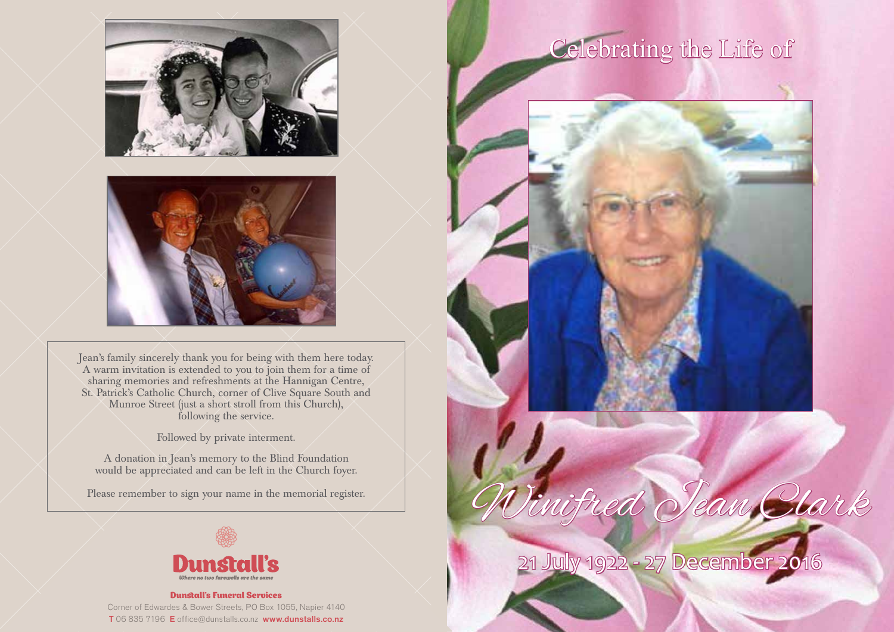Jean's family sincerely thank you for being with them here today. A warm invitation is extended to you to join them for a time of sharing memories and refreshments at the Hannigan Centre, St. Patrick's Catholic Church, corner of Clive Square South and Munroe Street (just a short stroll from this Church), following the service.

Followed by private interment.

A donation in Jean's memory to the Blind Foundation would be appreciated and can be left in the Church foyer.

Please remember to sign your name in the memorial register.

**Dunstall's**

*Where no two farewells are the same*

**Dunstall's Funeral Services**

Corner of Edwardes & Bower Streets, PO Box 1055, Napier 4140

**T** 06 835 7196 **E** office@dunstalls.co.nz **www.dunstalls.co.nz**

# Celebrating the Life of

# *Winifred Jean Clark*

## 21 July 1922 - 27 December 2016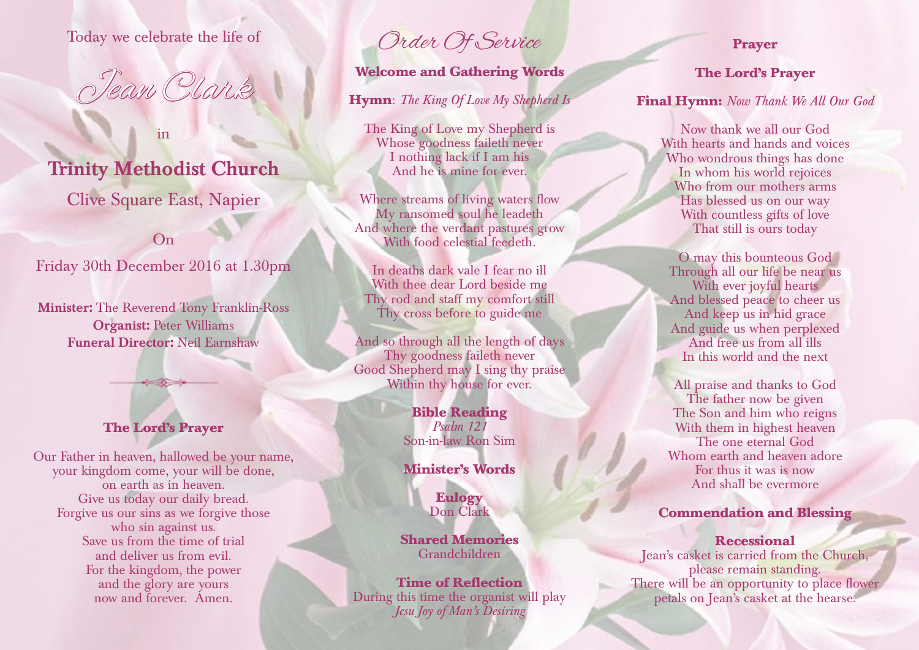Today we celebrate the life of

# Jean Clark

in

## Trinity Methodist Church

Clive Square East, Napier

On

Friday 30th December 2016 at 1.30pm

**Minister:** The Reverend Tony Franklin-Ross
**Organist:** Peter Williams
**Funeral Director:** Neil Earnshaw

### The Lord's Prayer

Our Father in heaven, hallowed be your name,
your kingdom come, your will be done,
on earth as in heaven.
Give us today our daily bread.
Forgive us our sins as we forgive those
who sin against us.
Save us from the time of trial
and deliver us from evil.
For the kingdom, the power
and the glory are yours
now and forever. Amen.

## Order Of Service

### Welcome and Gathering Words

**Hymn**: *The King Of Love My Shepherd Is*

The King of Love my Shepherd is
Whose goodness faileth never
I nothing lack if I am his
And he is mine for ever.

Where streams of living waters flow
My ransomed soul he leadeth
And where the verdant pastures grow
With food celestial feedeth.

In deaths dark vale I fear no ill
With thee dear Lord beside me
Thy rod and staff my comfort still
Thy cross before to guide me

And so through all the length of days
Thy goodness faileth never
Good Shepherd may I sing thy praise
Within thy house for ever.

**Bible Reading**
*Psalm 121*
Son-in-law Ron Sim

**Minister's Words**

**Eulogy**
Don Clark

**Shared Memories**
Grandchildren

**Time of Reflection**
During this time the organist will play
*Jesu Joy of Man's Desiring*

**Prayer**

**The Lord's Prayer**

**Final Hymn:** *Now Thank We All Our God*

Now thank we all our God
With hearts and hands and voices
Who wondrous things has done
In whom his world rejoices
Who from our mothers arms
Has blessed us on our way
With countless gifts of love
That still is ours today

O may this bounteous God
Through all our life be near us
With ever joyful hearts
And blessed peace to cheer us
And keep us in hid grace
And guide us when perplexed
And free us from all ills
In this world and the next

All praise and thanks to God
The father now be given
The Son and him who reigns
With them in highest heaven
The one eternal God
Whom earth and heaven adore
For thus it was is now
And shall be evermore

**Commendation and Blessing**

**Recessional**
Jean's casket is carried from the Church,
please remain standing.
There will be an opportunity to place flower
petals on Jean's casket at the hearse.